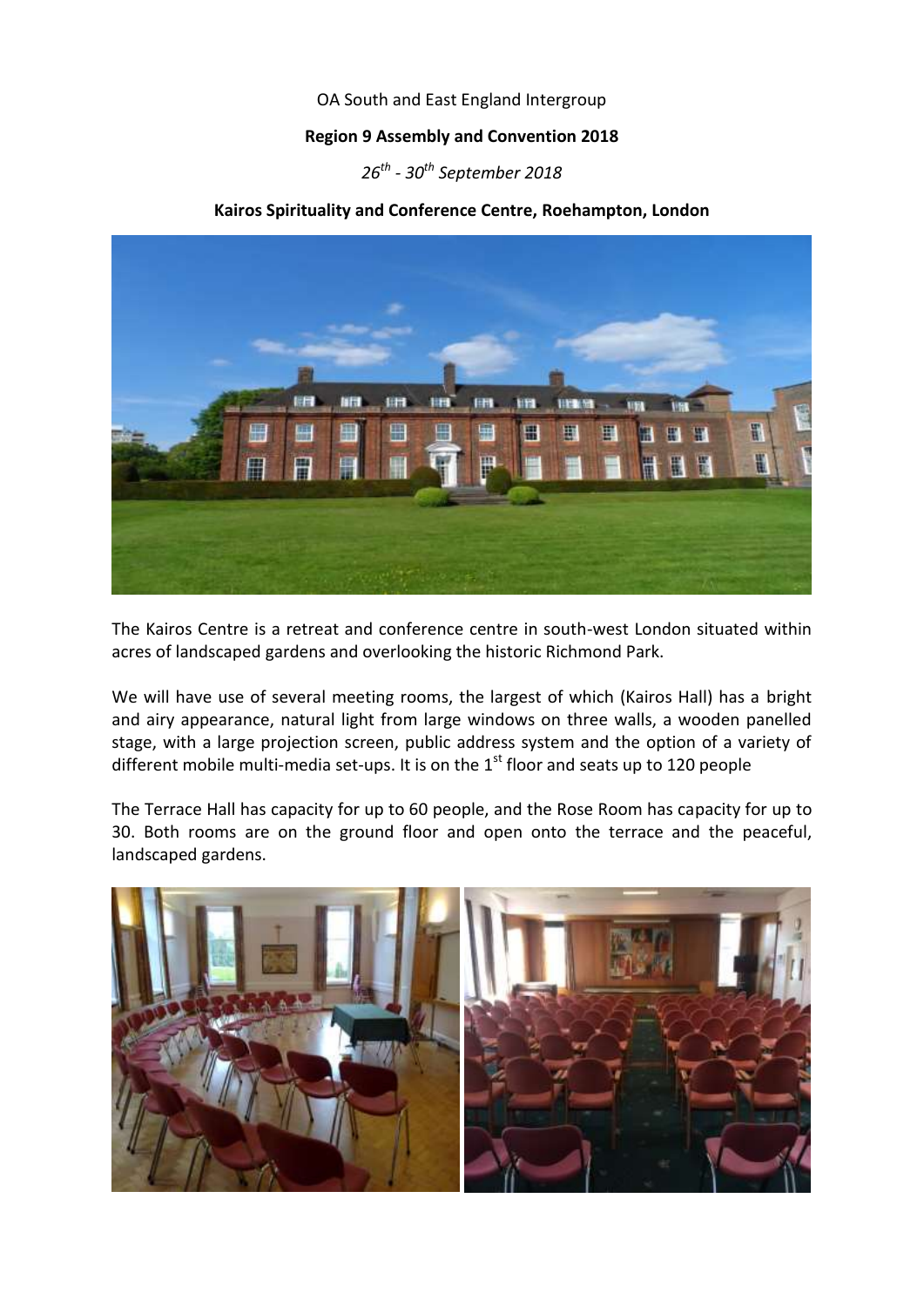OA South and East England Intergroup

**Region 9 Assembly and Convention 2018**

*26th - 30th September 2018*

**Kairos Spirituality and Conference Centre, Roehampton, London**

The Kairos Centre is a retreat and conference centre in south-west London situated within acres of landscaped gardens and overlooking the historic Richmond Park.

We will have use of several meeting rooms, the largest of which (Kairos Hall) has a bright and airy appearance, natural light from large windows on three walls, a wooden panelled stage, with a large projection screen, public address system and the option of a variety of different mobile multi-media set-ups. It is on the 1st floor and seats up to 120 people

The Terrace Hall has capacity for up to 60 people, and the Rose Room has capacity for up to 30. Both rooms are on the ground floor and open onto the terrace and the peaceful, landscaped gardens.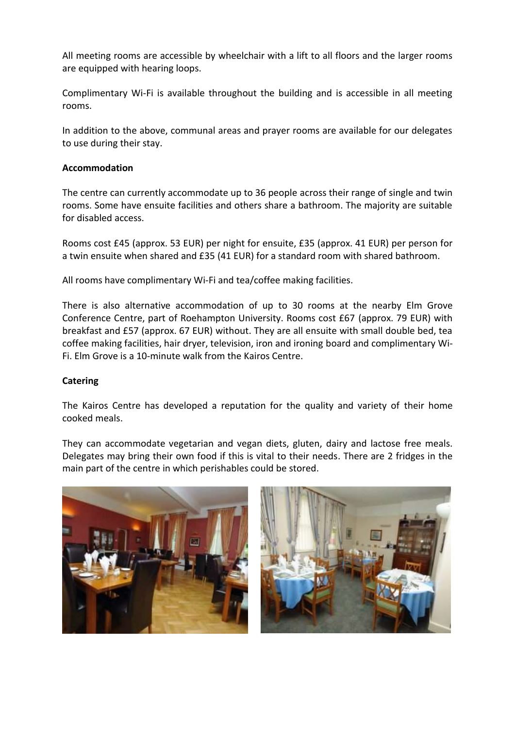All meeting rooms are accessible by wheelchair with a lift to all floors and the larger rooms are equipped with hearing loops.

Complimentary Wi-Fi is available throughout the building and is accessible in all meeting rooms.

In addition to the above, communal areas and prayer rooms are available for our delegates to use during their stay.

**Accommodation**

The centre can currently accommodate up to 36 people across their range of single and twin rooms. Some have ensuite facilities and others share a bathroom. The majority are suitable for disabled access.

Rooms cost £45 (approx. 53 EUR) per night for ensuite, £35 (approx. 41 EUR) per person for a twin ensuite when shared and £35 (41 EUR) for a standard room with shared bathroom.

All rooms have complimentary Wi-Fi and tea/coffee making facilities.

There is also alternative accommodation of up to 30 rooms at the nearby Elm Grove Conference Centre, part of Roehampton University. Rooms cost £67 (approx. 79 EUR) with breakfast and £57 (approx. 67 EUR) without. They are all ensuite with small double bed, tea coffee making facilities, hair dryer, television, iron and ironing board and complimentary Wi-Fi. Elm Grove is a 10-minute walk from the Kairos Centre.

**Catering**

The Kairos Centre has developed a reputation for the quality and variety of their home cooked meals.

They can accommodate vegetarian and vegan diets, gluten, dairy and lactose free meals. Delegates may bring their own food if this is vital to their needs. There are 2 fridges in the main part of the centre in which perishables could be stored.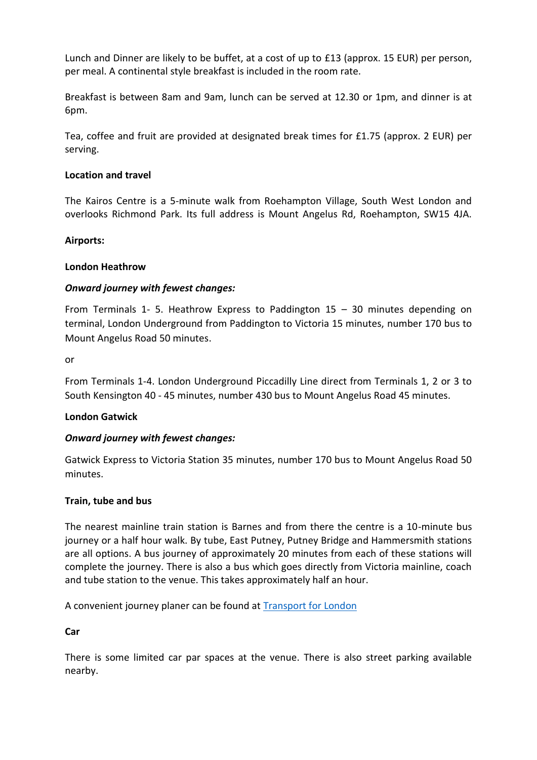Lunch and Dinner are likely to be buffet, at a cost of up to £13 (approx. 15 EUR) per person, per meal. A continental style breakfast is included in the room rate.

Breakfast is between 8am and 9am, lunch can be served at 12.30 or 1pm, and dinner is at 6pm.

Tea, coffee and fruit are provided at designated break times for £1.75 (approx. 2 EUR) per serving.

**Location and travel**

The Kairos Centre is a 5-minute walk from Roehampton Village, South West London and overlooks Richmond Park. Its full address is Mount Angelus Rd, Roehampton, SW15 4JA.

**Airports:**

**London Heathrow**

***Onward journey with fewest changes:***

From Terminals 1- 5. Heathrow Express to Paddington 15 – 30 minutes depending on terminal, London Underground from Paddington to Victoria 15 minutes, number 170 bus to Mount Angelus Road 50 minutes.

or

From Terminals 1-4. London Underground Piccadilly Line direct from Terminals 1, 2 or 3 to South Kensington 40 - 45 minutes, number 430 bus to Mount Angelus Road 45 minutes.

**London Gatwick**

***Onward journey with fewest changes:***

Gatwick Express to Victoria Station 35 minutes, number 170 bus to Mount Angelus Road 50 minutes.

**Train, tube and bus**

The nearest mainline train station is Barnes and from there the centre is a 10-minute bus journey or a half hour walk. By tube, East Putney, Putney Bridge and Hammersmith stations are all options. A bus journey of approximately 20 minutes from each of these stations will complete the journey. There is also a bus which goes directly from Victoria mainline, coach and tube station to the venue. This takes approximately half an hour.

A convenient journey planer can be found at [Transport for London]

**Car**

There is some limited car par spaces at the venue. There is also street parking available nearby.